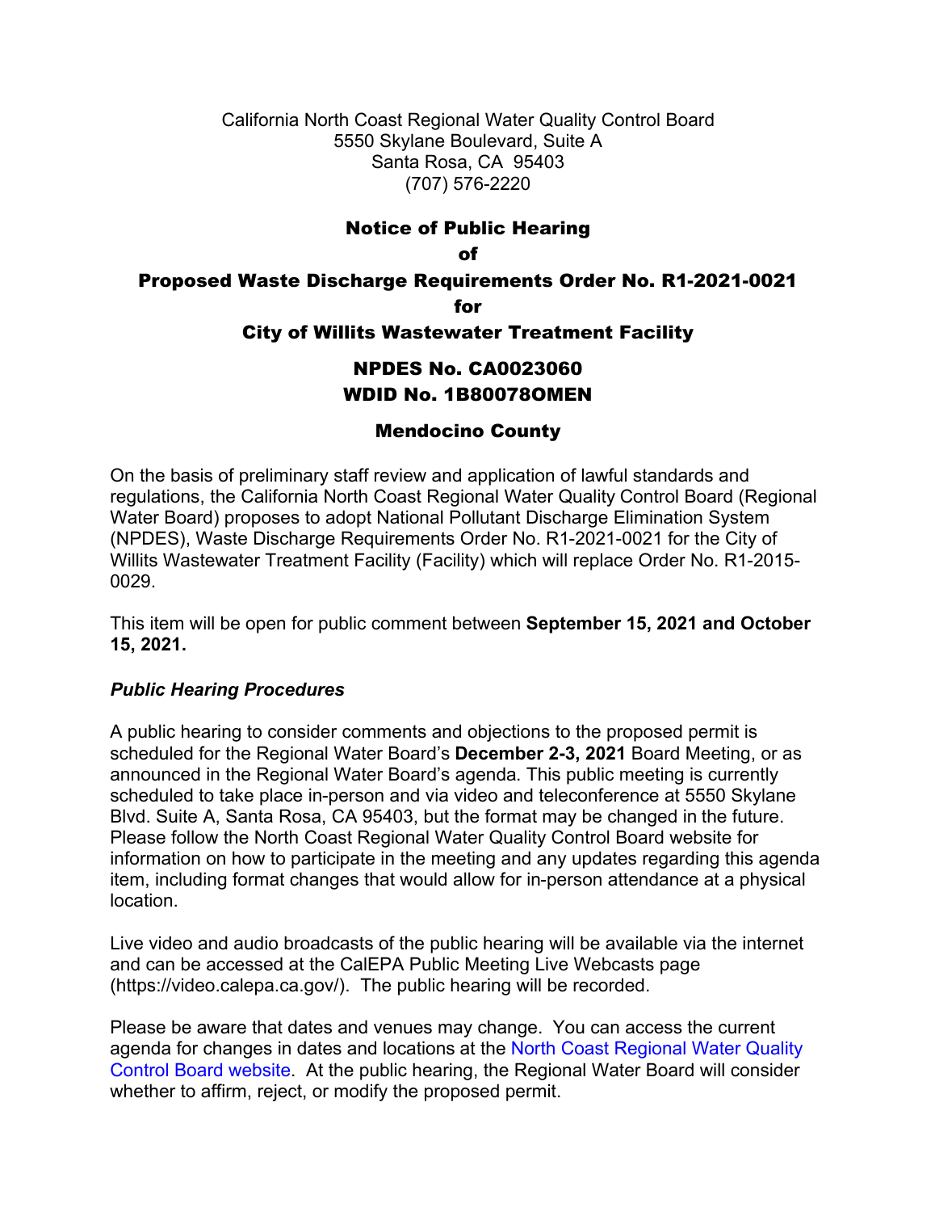California North Coast Regional Water Quality Control Board
5550 Skylane Boulevard, Suite A
Santa Rosa, CA 95403
(707) 576-2220

# Notice of Public Hearing of Proposed Waste Discharge Requirements Order No. R1-2021-0021 for City of Willits Wastewater Treatment Facility

## NPDES No. CA0023060
## WDID No. 1B80078OMEN

## Mendocino County

On the basis of preliminary staff review and application of lawful standards and regulations, the California North Coast Regional Water Quality Control Board (Regional Water Board) proposes to adopt National Pollutant Discharge Elimination System (NPDES), Waste Discharge Requirements Order No. R1-2021-0021 for the City of Willits Wastewater Treatment Facility (Facility) which will replace Order No. R1-2015-0029.

This item will be open for public comment between **September 15, 2021 and October 15, 2021.**

### *Public Hearing Procedures*

A public hearing to consider comments and objections to the proposed permit is scheduled for the Regional Water Board's **December 2-3, 2021** Board Meeting, or as announced in the Regional Water Board's agenda. This public meeting is currently scheduled to take place in-person and via video and teleconference at 5550 Skylane Blvd. Suite A, Santa Rosa, CA 95403, but the format may be changed in the future. Please follow the North Coast Regional Water Quality Control Board website for information on how to participate in the meeting and any updates regarding this agenda item, including format changes that would allow for in-person attendance at a physical location.

Live video and audio broadcasts of the public hearing will be available via the internet and can be accessed at the CalEPA Public Meeting Live Webcasts page (https://video.calepa.ca.gov/). The public hearing will be recorded.

Please be aware that dates and venues may change. You can access the current agenda for changes in dates and locations at the North Coast Regional Water Quality Control Board website. At the public hearing, the Regional Water Board will consider whether to affirm, reject, or modify the proposed permit.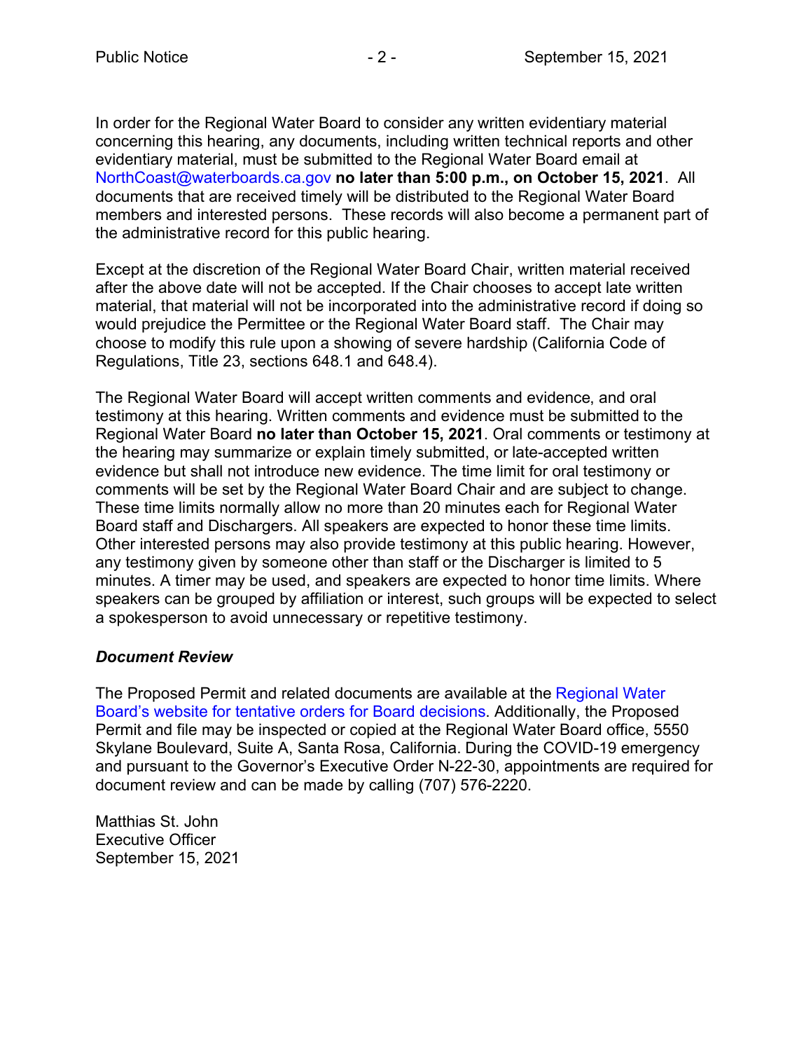In order for the Regional Water Board to consider any written evidentiary material concerning this hearing, any documents, including written technical reports and other evidentiary material, must be submitted to the Regional Water Board email at NorthCoast@waterboards.ca.gov **no later than 5:00 p.m., on October 15, 2021**. All documents that are received timely will be distributed to the Regional Water Board members and interested persons. These records will also become a permanent part of the administrative record for this public hearing.

Except at the discretion of the Regional Water Board Chair, written material received after the above date will not be accepted. If the Chair chooses to accept late written material, that material will not be incorporated into the administrative record if doing so would prejudice the Permittee or the Regional Water Board staff. The Chair may choose to modify this rule upon a showing of severe hardship (California Code of Regulations, Title 23, sections 648.1 and 648.4).

The Regional Water Board will accept written comments and evidence, and oral testimony at this hearing. Written comments and evidence must be submitted to the Regional Water Board **no later than October 15, 2021**. Oral comments or testimony at the hearing may summarize or explain timely submitted, or late-accepted written evidence but shall not introduce new evidence. The time limit for oral testimony or comments will be set by the Regional Water Board Chair and are subject to change. These time limits normally allow no more than 20 minutes each for Regional Water Board staff and Dischargers. All speakers are expected to honor these time limits. Other interested persons may also provide testimony at this public hearing. However, any testimony given by someone other than staff or the Discharger is limited to 5 minutes. A timer may be used, and speakers are expected to honor time limits. Where speakers can be grouped by affiliation or interest, such groups will be expected to select a spokesperson to avoid unnecessary or repetitive testimony.

***Document Review***

The Proposed Permit and related documents are available at the Regional Water Board's website for tentative orders for Board decisions. Additionally, the Proposed Permit and file may be inspected or copied at the Regional Water Board office, 5550 Skylane Boulevard, Suite A, Santa Rosa, California. During the COVID-19 emergency and pursuant to the Governor's Executive Order N-22-30, appointments are required for document review and can be made by calling (707) 576-2220.

Matthias St. John
Executive Officer
September 15, 2021